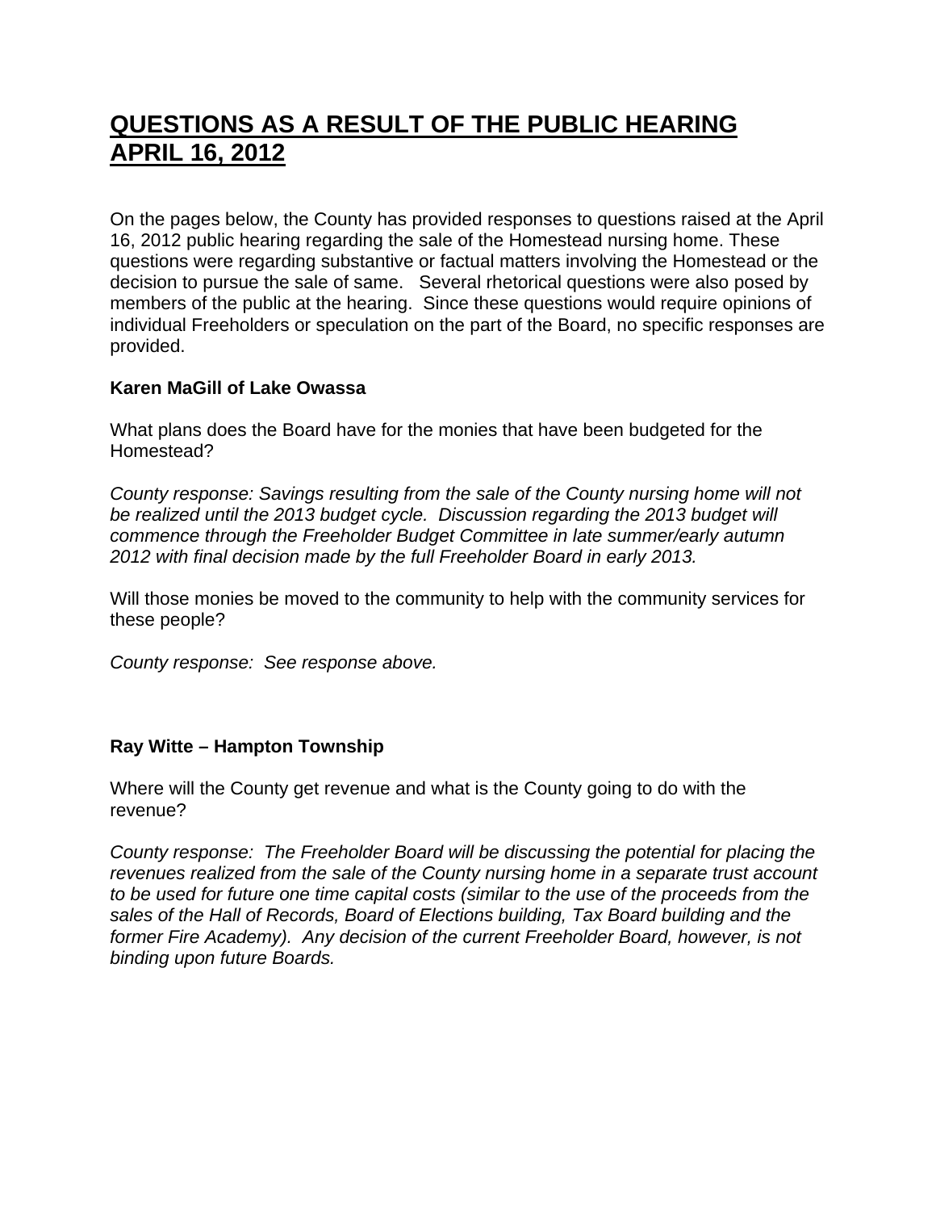# QUESTIONS AS A RESULT OF THE PUBLIC HEARING APRIL 16, 2012

On the pages below, the County has provided responses to questions raised at the April 16, 2012 public hearing regarding the sale of the Homestead nursing home. These questions were regarding substantive or factual matters involving the Homestead or the decision to pursue the sale of same. Several rhetorical questions were also posed by members of the public at the hearing. Since these questions would require opinions of individual Freeholders or speculation on the part of the Board, no specific responses are provided.

**Karen MaGill of Lake Owassa**

What plans does the Board have for the monies that have been budgeted for the Homestead?

*County response: Savings resulting from the sale of the County nursing home will not be realized until the 2013 budget cycle. Discussion regarding the 2013 budget will commence through the Freeholder Budget Committee in late summer/early autumn 2012 with final decision made by the full Freeholder Board in early 2013.*

Will those monies be moved to the community to help with the community services for these people?

*County response: See response above.*

**Ray Witte – Hampton Township**

Where will the County get revenue and what is the County going to do with the revenue?

*County response: The Freeholder Board will be discussing the potential for placing the revenues realized from the sale of the County nursing home in a separate trust account to be used for future one time capital costs (similar to the use of the proceeds from the sales of the Hall of Records, Board of Elections building, Tax Board building and the former Fire Academy). Any decision of the current Freeholder Board, however, is not binding upon future Boards.*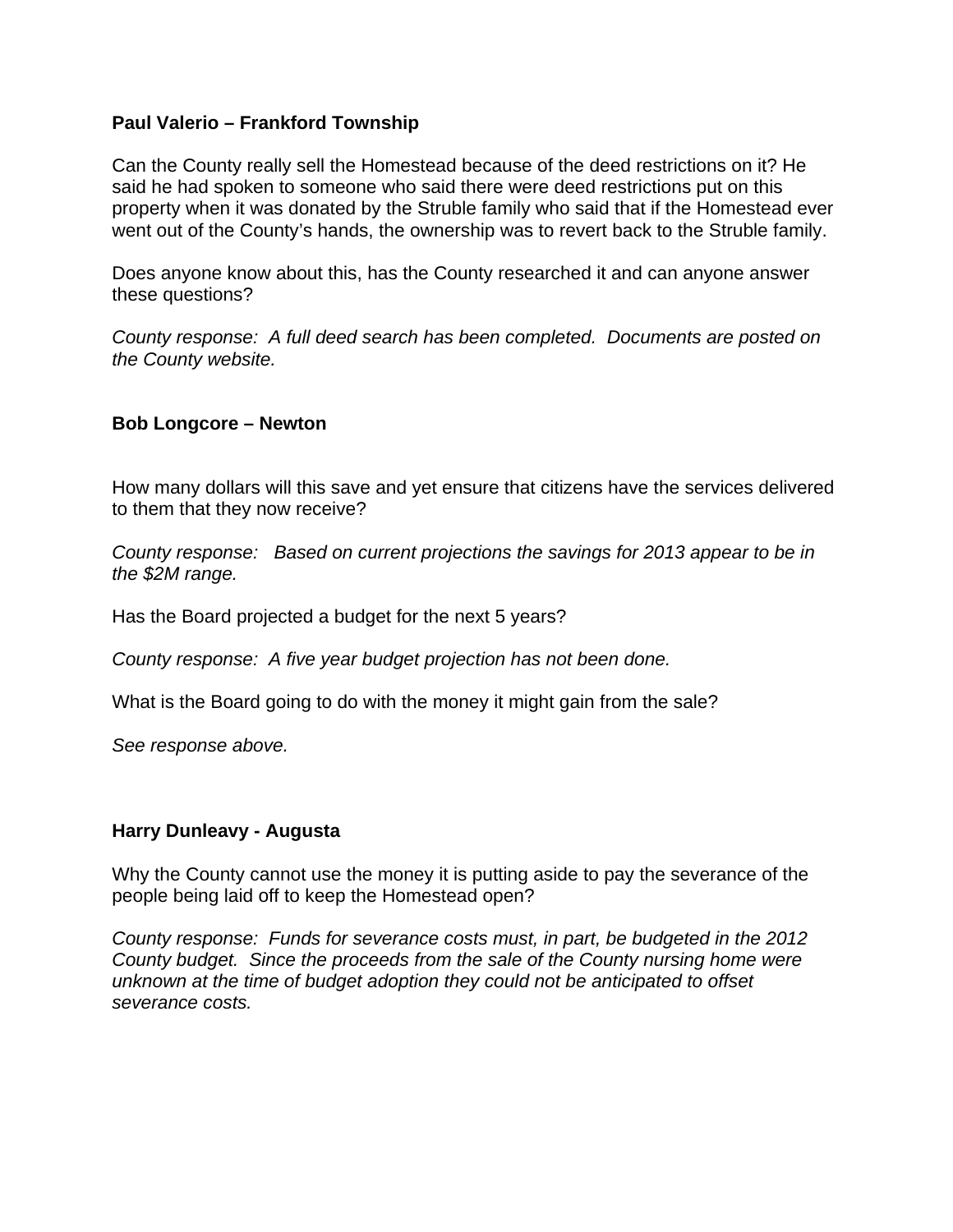**Paul Valerio – Frankford Township**

Can the County really sell the Homestead because of the deed restrictions on it? He said he had spoken to someone who said there were deed restrictions put on this property when it was donated by the Struble family who said that if the Homestead ever went out of the County's hands, the ownership was to revert back to the Struble family.

Does anyone know about this, has the County researched it and can anyone answer these questions?

*County response: A full deed search has been completed. Documents are posted on the County website.*

**Bob Longcore – Newton**

How many dollars will this save and yet ensure that citizens have the services delivered to them that they now receive?

*County response: Based on current projections the savings for 2013 appear to be in the $2M range.*

Has the Board projected a budget for the next 5 years?

*County response: A five year budget projection has not been done.*

What is the Board going to do with the money it might gain from the sale?

*See response above.*

**Harry Dunleavy - Augusta**

Why the County cannot use the money it is putting aside to pay the severance of the people being laid off to keep the Homestead open?

*County response: Funds for severance costs must, in part, be budgeted in the 2012 County budget. Since the proceeds from the sale of the County nursing home were unknown at the time of budget adoption they could not be anticipated to offset severance costs.*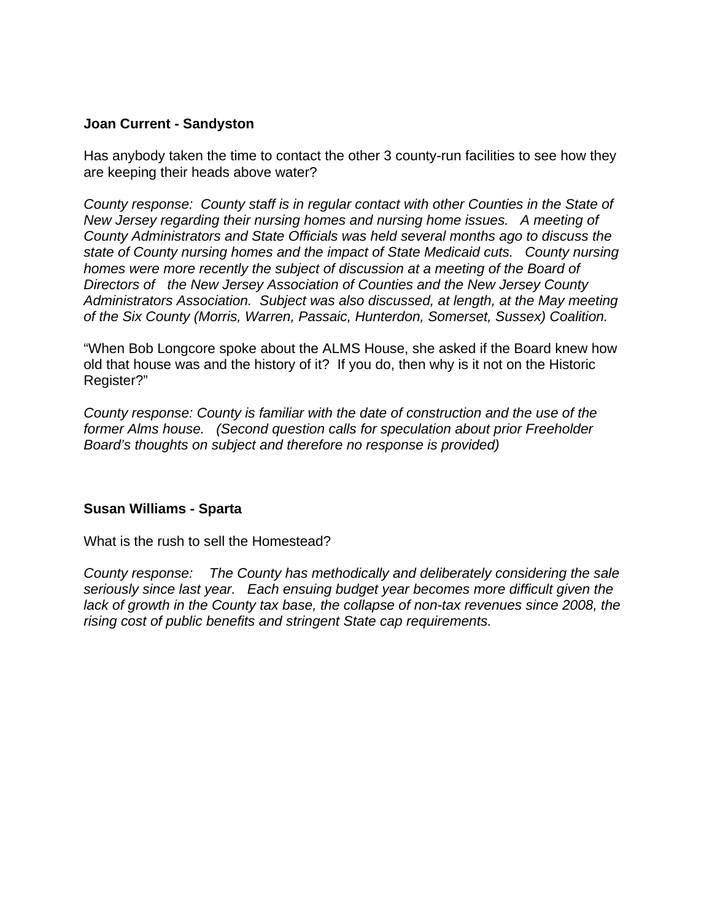**Joan Current - Sandyston**

Has anybody taken the time to contact the other 3 county-run facilities to see how they are keeping their heads above water?

*County response: County staff is in regular contact with other Counties in the State of New Jersey regarding their nursing homes and nursing home issues. A meeting of County Administrators and State Officials was held several months ago to discuss the state of County nursing homes and the impact of State Medicaid cuts. County nursing homes were more recently the subject of discussion at a meeting of the Board of Directors of the New Jersey Association of Counties and the New Jersey County Administrators Association. Subject was also discussed, at length, at the May meeting of the Six County (Morris, Warren, Passaic, Hunterdon, Somerset, Sussex) Coalition.*

"When Bob Longcore spoke about the ALMS House, she asked if the Board knew how old that house was and the history of it? If you do, then why is it not on the Historic Register?"

*County response: County is familiar with the date of construction and the use of the former Alms house. (Second question calls for speculation about prior Freeholder Board's thoughts on subject and therefore no response is provided)*

**Susan Williams - Sparta**

What is the rush to sell the Homestead?

*County response: The County has methodically and deliberately considering the sale seriously since last year. Each ensuing budget year becomes more difficult given the lack of growth in the County tax base, the collapse of non-tax revenues since 2008, the rising cost of public benefits and stringent State cap requirements.*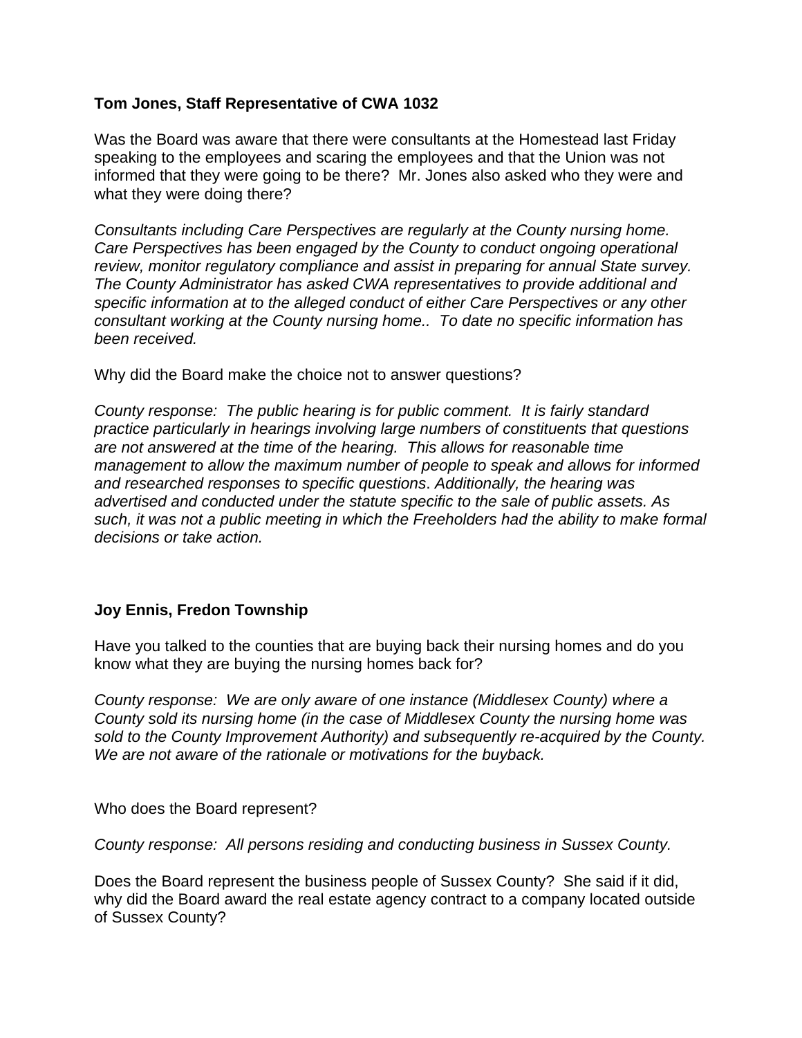**Tom Jones, Staff Representative of CWA 1032**

Was the Board was aware that there were consultants at the Homestead last Friday speaking to the employees and scaring the employees and that the Union was not informed that they were going to be there? Mr. Jones also asked who they were and what they were doing there?

*Consultants including Care Perspectives are regularly at the County nursing home. Care Perspectives has been engaged by the County to conduct ongoing operational review, monitor regulatory compliance and assist in preparing for annual State survey. The County Administrator has asked CWA representatives to provide additional and specific information at to the alleged conduct of either Care Perspectives or any other consultant working at the County nursing home.. To date no specific information has been received.*

Why did the Board make the choice not to answer questions?

*County response: The public hearing is for public comment. It is fairly standard practice particularly in hearings involving large numbers of constituents that questions are not answered at the time of the hearing. This allows for reasonable time management to allow the maximum number of people to speak and allows for informed and researched responses to specific questions. Additionally, the hearing was advertised and conducted under the statute specific to the sale of public assets. As such, it was not a public meeting in which the Freeholders had the ability to make formal decisions or take action.*

**Joy Ennis, Fredon Township**

Have you talked to the counties that are buying back their nursing homes and do you know what they are buying the nursing homes back for?

*County response: We are only aware of one instance (Middlesex County) where a County sold its nursing home (in the case of Middlesex County the nursing home was sold to the County Improvement Authority) and subsequently re-acquired by the County. We are not aware of the rationale or motivations for the buyback.*

Who does the Board represent?

*County response: All persons residing and conducting business in Sussex County.*

Does the Board represent the business people of Sussex County? She said if it did, why did the Board award the real estate agency contract to a company located outside of Sussex County?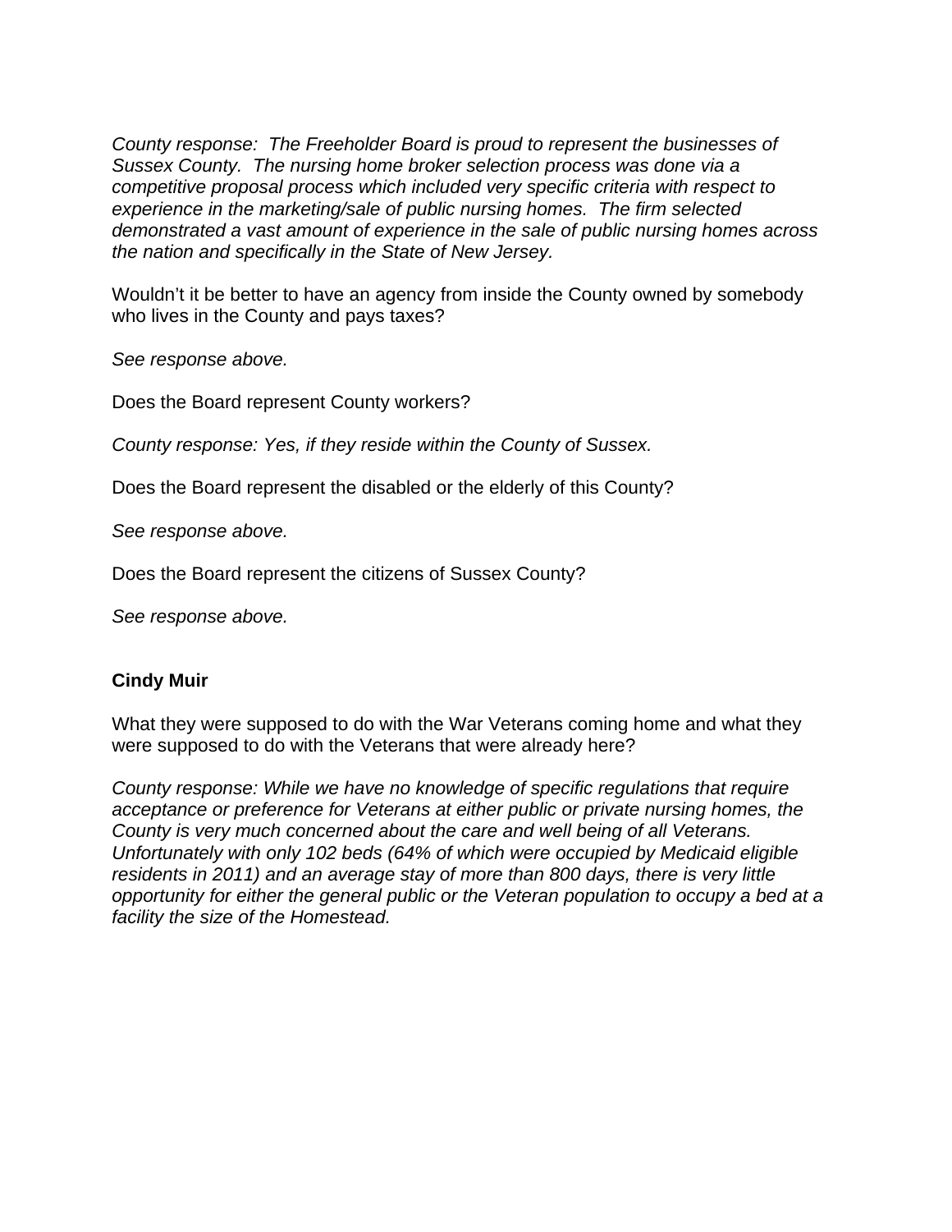*County response:  The Freeholder Board is proud to represent the businesses of Sussex County.  The nursing home broker selection process was done via a competitive proposal process which included very specific criteria with respect to experience in the marketing/sale of public nursing homes.  The firm selected demonstrated a vast amount of experience in the sale of public nursing homes across the nation and specifically in the State of New Jersey.*

Wouldn't it be better to have an agency from inside the County owned by somebody who lives in the County and pays taxes?

*See response above.*

Does the Board represent County workers?

*County response: Yes, if they reside within the County of Sussex.*

Does the Board represent the disabled or the elderly of this County?

*See response above.*

Does the Board represent the citizens of Sussex County?

*See response above.*

**Cindy Muir**

What they were supposed to do with the War Veterans coming home and what they were supposed to do with the Veterans that were already here?

*County response: While we have no knowledge of specific regulations that require acceptance or preference for Veterans at either public or private nursing homes, the County is very much concerned about the care and well being of all Veterans. Unfortunately with only 102 beds (64% of which were occupied by Medicaid eligible residents in 2011) and an average stay of more than 800 days, there is very little opportunity for either the general public or the Veteran population to occupy a bed at a facility the size of the Homestead.*